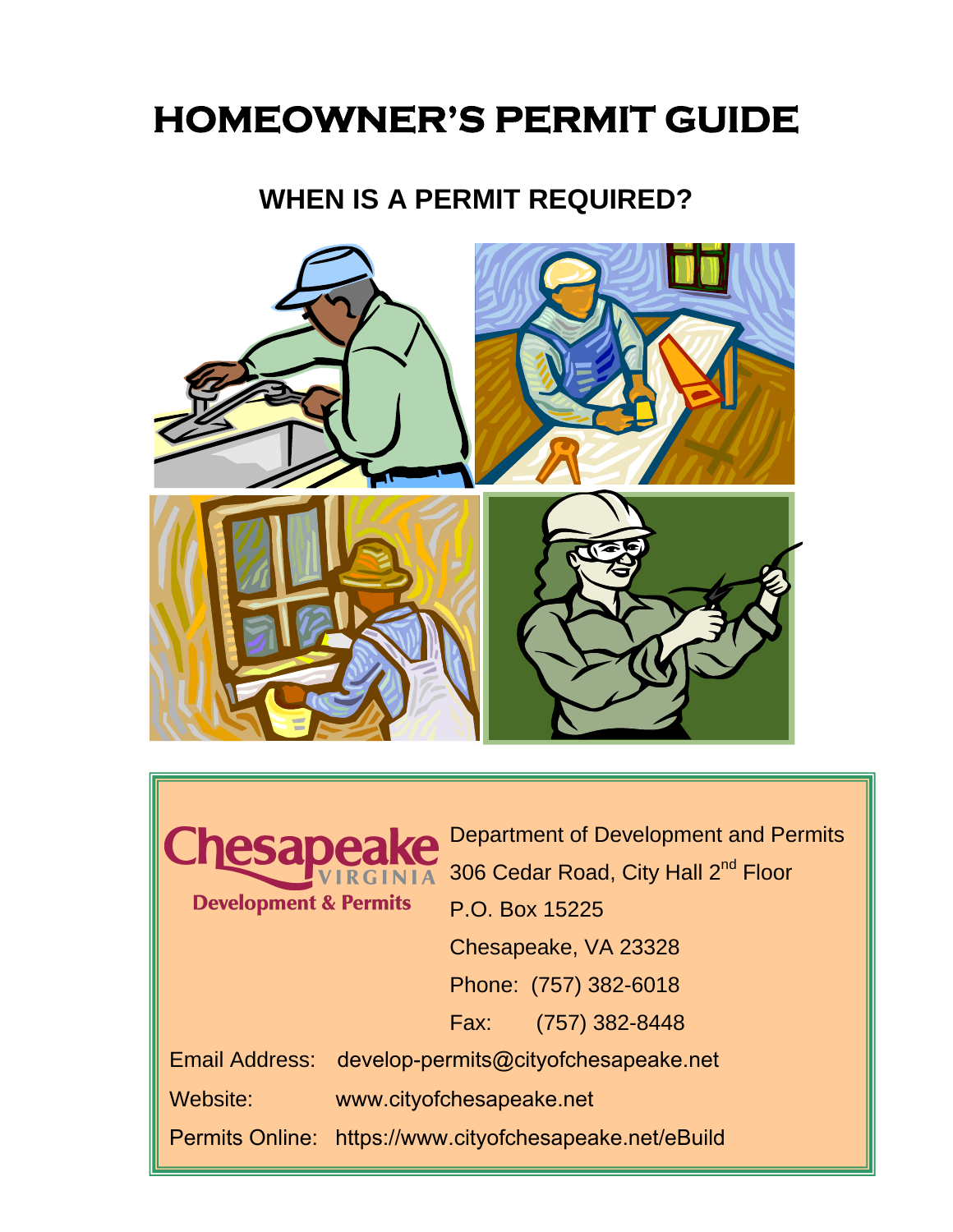# HOMEOWNER'S PERMIT GUIDE

## WHEN IS A PERMIT REQUIRED?

Chesapeake VIRGINIA
Development & Permits

Department of Development and Permits
306 Cedar Road, City Hall 2nd Floor
P.O. Box 15225
Chesapeake, VA 23328
Phone: (757) 382-6018
Fax: (757) 382-8448

Email Address: develop-permits@cityofchesapeake.net

Website: www.cityofchesapeake.net

Permits Online: https://www.cityofchesapeake.net/eBuild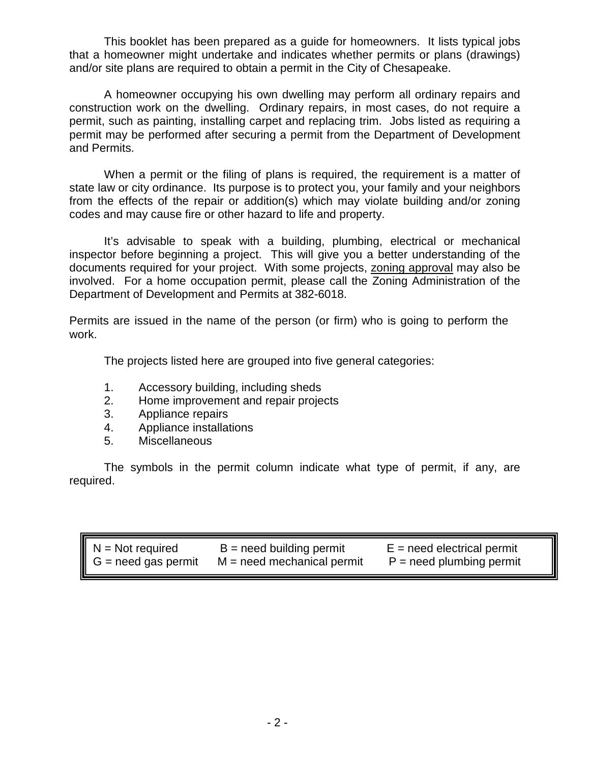This booklet has been prepared as a guide for homeowners. It lists typical jobs that a homeowner might undertake and indicates whether permits or plans (drawings) and/or site plans are required to obtain a permit in the City of Chesapeake.

A homeowner occupying his own dwelling may perform all ordinary repairs and construction work on the dwelling. Ordinary repairs, in most cases, do not require a permit, such as painting, installing carpet and replacing trim. Jobs listed as requiring a permit may be performed after securing a permit from the Department of Development and Permits.

When a permit or the filing of plans is required, the requirement is a matter of state law or city ordinance. Its purpose is to protect you, your family and your neighbors from the effects of the repair or addition(s) which may violate building and/or zoning codes and may cause fire or other hazard to life and property.

It's advisable to speak with a building, plumbing, electrical or mechanical inspector before beginning a project. This will give you a better understanding of the documents required for your project. With some projects, zoning approval may also be involved. For a home occupation permit, please call the Zoning Administration of the Department of Development and Permits at 382-6018.

Permits are issued in the name of the person (or firm) who is going to perform the work.

The projects listed here are grouped into five general categories:

1. Accessory building, including sheds
2. Home improvement and repair projects
3. Appliance repairs
4. Appliance installations
5. Miscellaneous

The symbols in the permit column indicate what type of permit, if any, are required.

| N = Not required | B = need building permit | E = need electrical permit |
|---|---|---|
| G = need gas permit | M = need mechanical permit | P = need plumbing permit |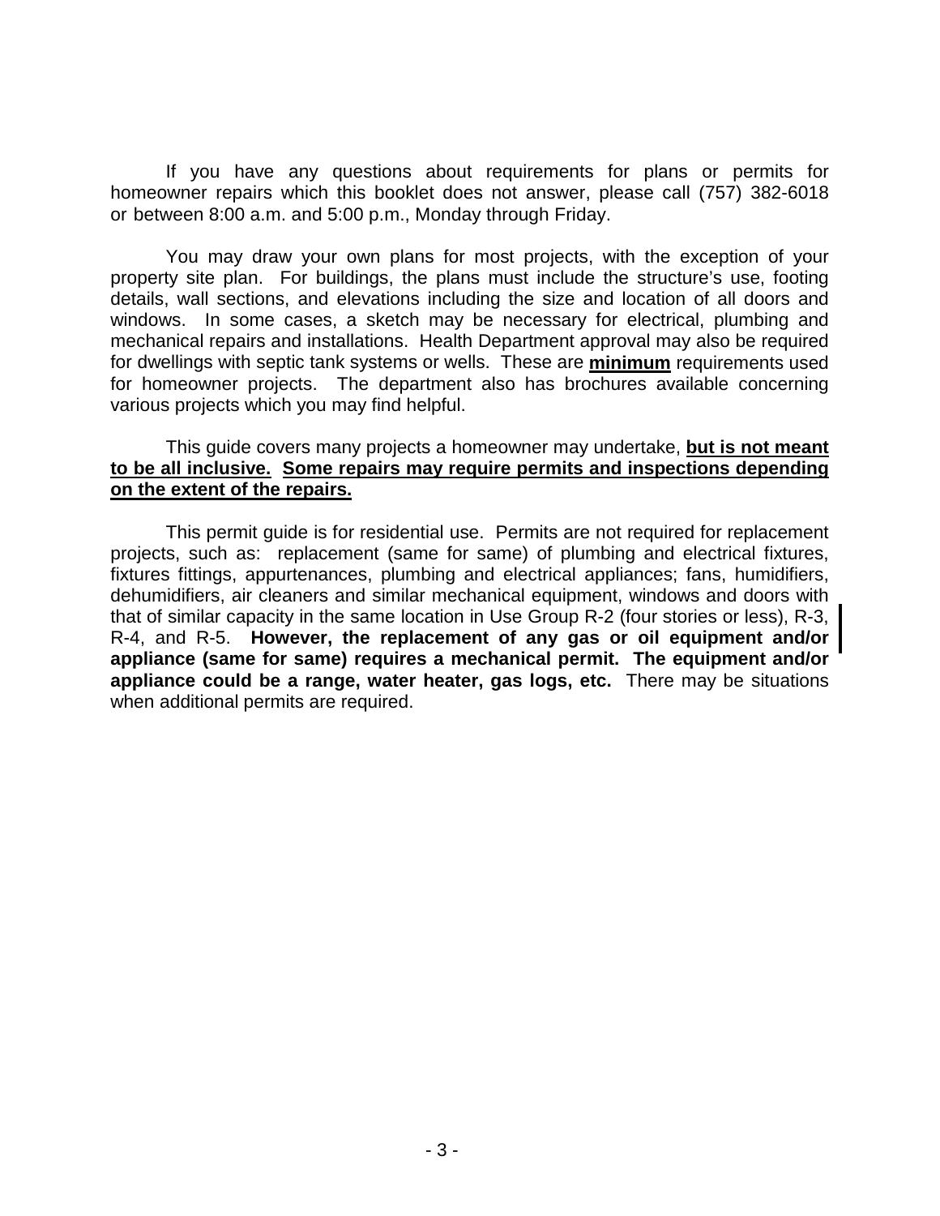If you have any questions about requirements for plans or permits for homeowner repairs which this booklet does not answer, please call (757) 382-6018 or between 8:00 a.m. and 5:00 p.m., Monday through Friday.

You may draw your own plans for most projects, with the exception of your property site plan. For buildings, the plans must include the structure's use, footing details, wall sections, and elevations including the size and location of all doors and windows. In some cases, a sketch may be necessary for electrical, plumbing and mechanical repairs and installations. Health Department approval may also be required for dwellings with septic tank systems or wells. These are **minimum** requirements used for homeowner projects. The department also has brochures available concerning various projects which you may find helpful.

This guide covers many projects a homeowner may undertake, **but is not meant to be all inclusive. Some repairs may require permits and inspections depending on the extent of the repairs.**

This permit guide is for residential use. Permits are not required for replacement projects, such as: replacement (same for same) of plumbing and electrical fixtures, fixtures fittings, appurtenances, plumbing and electrical appliances; fans, humidifiers, dehumidifiers, air cleaners and similar mechanical equipment, windows and doors with that of similar capacity in the same location in Use Group R-2 (four stories or less), R-3, R-4, and R-5. **However, the replacement of any gas or oil equipment and/or appliance (same for same) requires a mechanical permit. The equipment and/or appliance could be a range, water heater, gas logs, etc.** There may be situations when additional permits are required.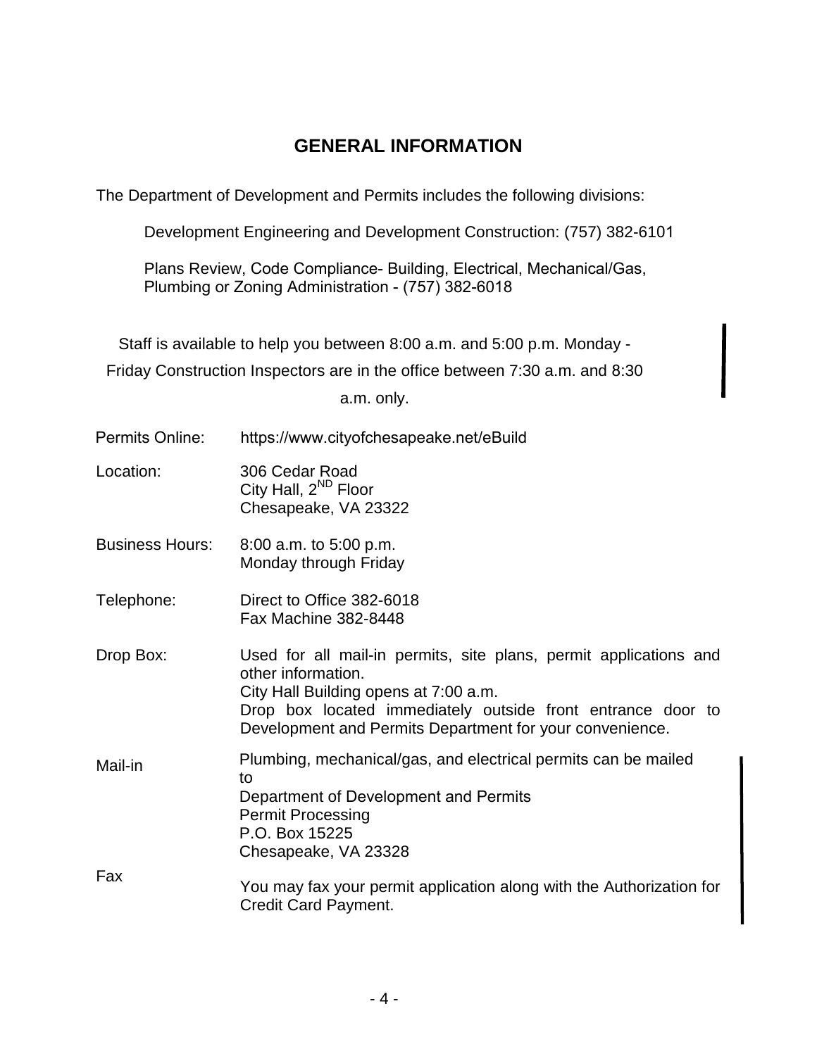# GENERAL INFORMATION

The Department of Development and Permits includes the following divisions:

Development Engineering and Development Construction: (757) 382-6101

Plans Review, Code Compliance- Building, Electrical, Mechanical/Gas, Plumbing or Zoning Administration - (757) 382-6018

Staff is available to help you between 8:00 a.m. and 5:00 p.m. Monday - Friday Construction Inspectors are in the office between 7:30 a.m. and 8:30 a.m. only.

| | |
|---|---|
| Permits Online: | https://www.cityofchesapeake.net/eBuild |
| Location: | 306 Cedar Road<br>City Hall, 2ND Floor<br>Chesapeake, VA 23322 |
| Business Hours: | 8:00 a.m. to 5:00 p.m.<br>Monday through Friday |
| Telephone: | Direct to Office 382-6018<br>Fax Machine 382-8448 |
| Drop Box: | Used for all mail-in permits, site plans, permit applications and other information.<br>City Hall Building opens at 7:00 a.m.<br>Drop box located immediately outside front entrance door to Development and Permits Department for your convenience. |
| Mail-in | Plumbing, mechanical/gas, and electrical permits can be mailed to<br>Department of Development and Permits<br>Permit Processing<br>P.O. Box 15225<br>Chesapeake, VA 23328 |
| Fax | You may fax your permit application along with the Authorization for Credit Card Payment. |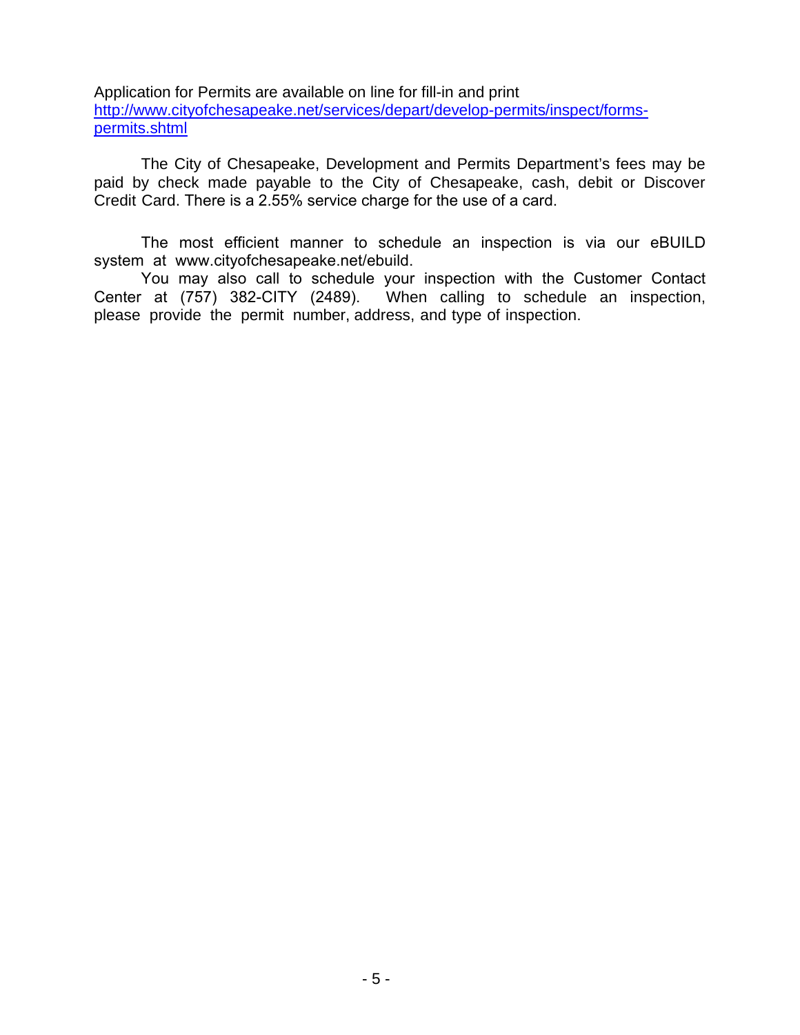Application for Permits are available on line for fill-in and print
[http://www.cityofchesapeake.net/services/depart/develop-permits/inspect/forms-permits.shtml](http://www.cityofchesapeake.net/services/depart/develop-permits/inspect/forms-permits.shtml)

The City of Chesapeake, Development and Permits Department's fees may be paid by check made payable to the City of Chesapeake, cash, debit or Discover Credit Card. There is a 2.55% service charge for the use of a card.

The most efficient manner to schedule an inspection is via our eBUILD system at www.cityofchesapeake.net/ebuild.

You may also call to schedule your inspection with the Customer Contact Center at (757) 382-CITY (2489). When calling to schedule an inspection, please provide the permit number, address, and type of inspection.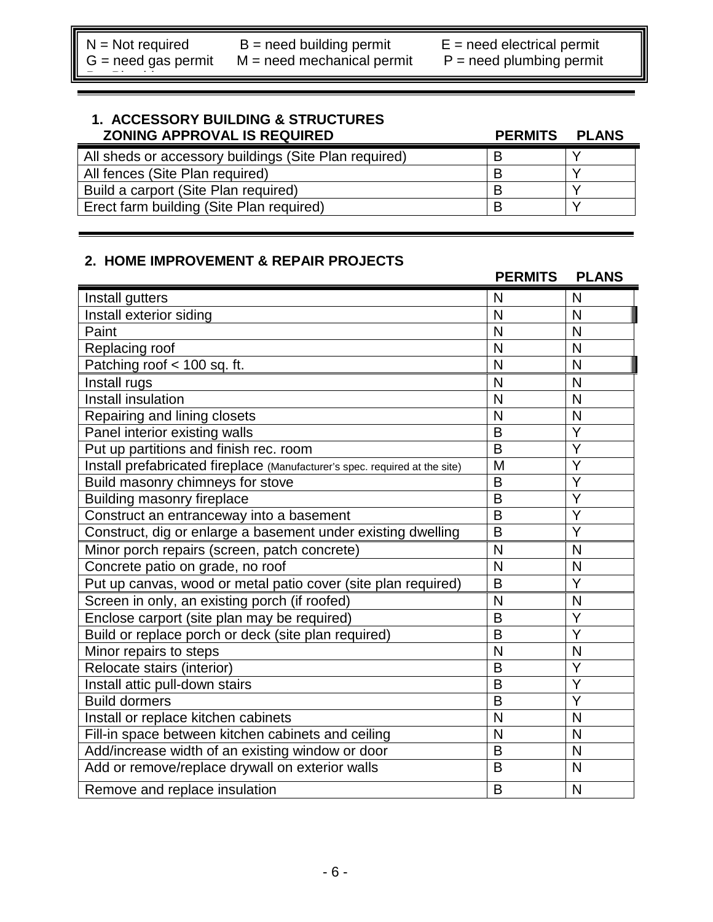N = Not required B = need building permit E = need electrical permit
G = need gas permit M = need mechanical permit P = need plumbing permit

## 1. ACCESSORY BUILDING & STRUCTURES ZONING APPROVAL IS REQUIRED

| | PERMITS | PLANS |
|---|---|---|
| All sheds or accessory buildings (Site Plan required) | B | Y |
| All fences (Site Plan required) | B | Y |
| Build a carport (Site Plan required) | B | Y |
| Erect farm building (Site Plan required) | B | Y |

## 2. HOME IMPROVEMENT & REPAIR PROJECTS

| | PERMITS | PLANS |
|---|---|---|
| Install gutters | N | N |
| Install exterior siding | N | N |
| Paint | N | N |
| Replacing roof | N | N |
| Patching roof < 100 sq. ft. | N | N |
| Install rugs | N | N |
| Install insulation | N | N |
| Repairing and lining closets | N | N |
| Panel interior existing walls | B | Y |
| Put up partitions and finish rec. room | B | Y |
| Install prefabricated fireplace (Manufacturer's spec. required at the site) | M | Y |
| Build masonry chimneys for stove | B | Y |
| Building masonry fireplace | B | Y |
| Construct an entranceway into a basement | B | Y |
| Construct, dig or enlarge a basement under existing dwelling | B | Y |
| Minor porch repairs (screen, patch concrete) | N | N |
| Concrete patio on grade, no roof | N | N |
| Put up canvas, wood or metal patio cover (site plan required) | B | Y |
| Screen in only, an existing porch (if roofed) | N | N |
| Enclose carport (site plan may be required) | B | Y |
| Build or replace porch or deck (site plan required) | B | Y |
| Minor repairs to steps | N | N |
| Relocate stairs (interior) | B | Y |
| Install attic pull-down stairs | B | Y |
| Build dormers | B | Y |
| Install or replace kitchen cabinets | N | N |
| Fill-in space between kitchen cabinets and ceiling | N | N |
| Add/increase width of an existing window or door | B | N |
| Add or remove/replace drywall on exterior walls | B | N |
| Remove and replace insulation | B | N |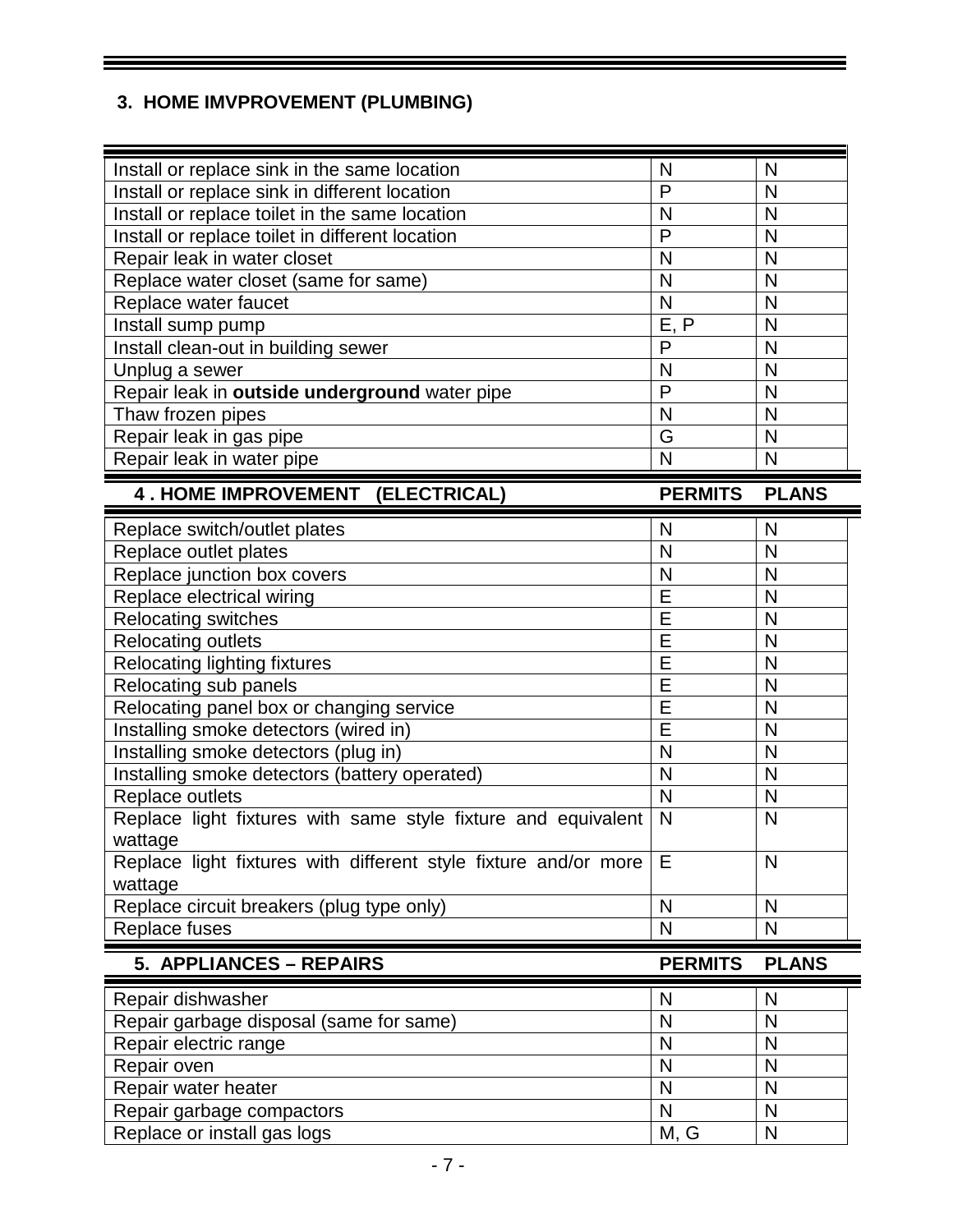### 3. HOME IMVPROVEMENT (PLUMBING)

| | | |
|---|---|---|
| Install or replace sink in the same location | N | N |
| Install or replace sink in different location | P | N |
| Install or replace toilet in the same location | N | N |
| Install or replace toilet in different location | P | N |
| Repair leak in water closet | N | N |
| Replace water closet (same for same) | N | N |
| Replace water faucet | N | N |
| Install sump pump | E, P | N |
| Install clean-out in building sewer | P | N |
| Unplug a sewer | N | N |
| Repair leak in **outside underground** water pipe | P | N |
| Thaw frozen pipes | N | N |
| Repair leak in gas pipe | G | N |
| Repair leak in water pipe | N | N |

| 4 . HOME IMPROVEMENT (ELECTRICAL) | PERMITS | PLANS |
|---|---|---|
| Replace switch/outlet plates | N | N |
| Replace outlet plates | N | N |
| Replace junction box covers | N | N |
| Replace electrical wiring | E | N |
| Relocating switches | E | N |
| Relocating outlets | E | N |
| Relocating lighting fixtures | E | N |
| Relocating sub panels | E | N |
| Relocating panel box or changing service | E | N |
| Installing smoke detectors (wired in) | E | N |
| Installing smoke detectors (plug in) | N | N |
| Installing smoke detectors (battery operated) | N | N |
| Replace outlets | N | N |
| Replace light fixtures with same style fixture and equivalent wattage | N | N |
| Replace light fixtures with different style fixture and/or more wattage | E | N |
| Replace circuit breakers (plug type only) | N | N |
| Replace fuses | N | N |

| 5. APPLIANCES – REPAIRS | PERMITS | PLANS |
|---|---|---|
| Repair dishwasher | N | N |
| Repair garbage disposal (same for same) | N | N |
| Repair electric range | N | N |
| Repair oven | N | N |
| Repair water heater | N | N |
| Repair garbage compactors | N | N |
| Replace or install gas logs | M, G | N |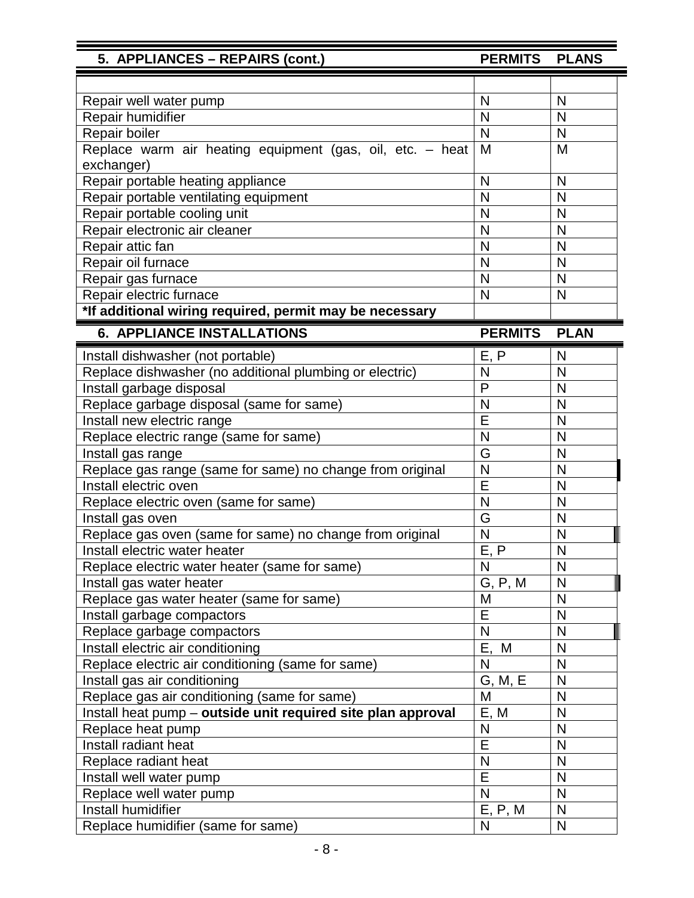| 5. APPLIANCES – REPAIRS (cont.) | PERMITS | PLANS |
|---|---|---|
| | | |
| Repair well water pump | N | N |
| Repair humidifier | N | N |
| Repair boiler | N | N |
| Replace warm air heating equipment (gas, oil, etc. – heat exchanger) | M | M |
| Repair portable heating appliance | N | N |
| Repair portable ventilating equipment | N | N |
| Repair portable cooling unit | N | N |
| Repair electronic air cleaner | N | N |
| Repair attic fan | N | N |
| Repair oil furnace | N | N |
| Repair gas furnace | N | N |
| Repair electric furnace | N | N |
| **\*If additional wiring required, permit may be necessary** | | |

| 6. APPLIANCE INSTALLATIONS | PERMITS | PLAN |
|---|---|---|
| Install dishwasher (not portable) | E, P | N |
| Replace dishwasher (no additional plumbing or electric) | N | N |
| Install garbage disposal | P | N |
| Replace garbage disposal (same for same) | N | N |
| Install new electric range | E | N |
| Replace electric range (same for same) | N | N |
| Install gas range | G | N |
| Replace gas range (same for same) no change from original | N | N |
| Install electric oven | E | N |
| Replace electric oven (same for same) | N | N |
| Install gas oven | G | N |
| Replace gas oven (same for same) no change from original | N | N |
| Install electric water heater | E, P | N |
| Replace electric water heater (same for same) | N | N |
| Install gas water heater | G, P, M | N |
| Replace gas water heater (same for same) | M | N |
| Install garbage compactors | E | N |
| Replace garbage compactors | N | N |
| Install electric air conditioning | E, M | N |
| Replace electric air conditioning (same for same) | N | N |
| Install gas air conditioning | G, M, E | N |
| Replace gas air conditioning (same for same) | M | N |
| Install heat pump – **outside unit required site plan approval** | E, M | N |
| Replace heat pump | N | N |
| Install radiant heat | E | N |
| Replace radiant heat | N | N |
| Install well water pump | E | N |
| Replace well water pump | N | N |
| Install humidifier | E, P, M | N |
| Replace humidifier (same for same) | N | N |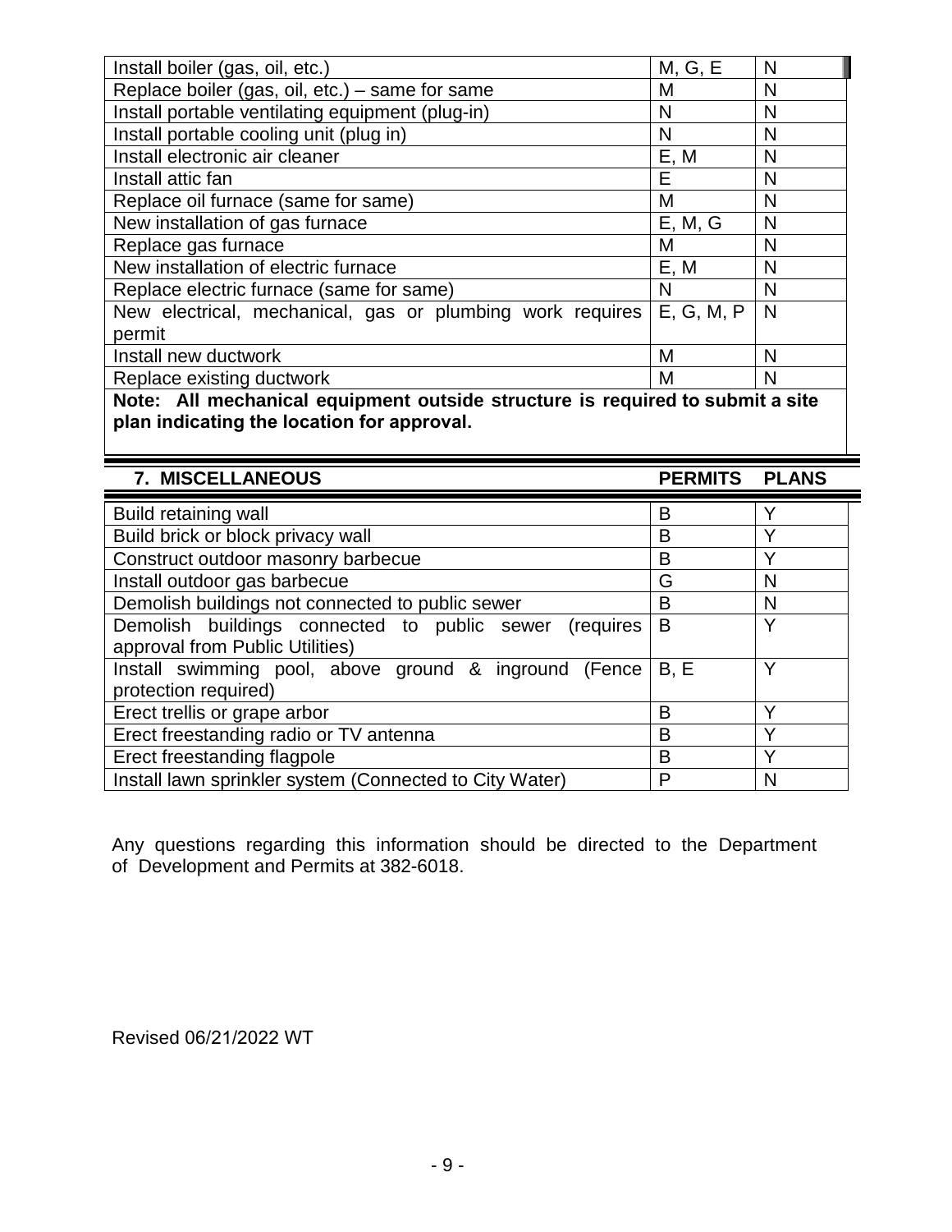| | | |
|---|---|---|
| Install boiler (gas, oil, etc.) | M, G, E | N |
| Replace boiler (gas, oil, etc.) – same for same | M | N |
| Install portable ventilating equipment (plug-in) | N | N |
| Install portable cooling unit (plug in) | N | N |
| Install electronic air cleaner | E, M | N |
| Install attic fan | E | N |
| Replace oil furnace (same for same) | M | N |
| New installation of gas furnace | E, M, G | N |
| Replace gas furnace | M | N |
| New installation of electric furnace | E, M | N |
| Replace electric furnace (same for same) | N | N |
| New electrical, mechanical, gas or plumbing work requires permit | E, G, M, P | N |
| Install new ductwork | M | N |
| Replace existing ductwork | M | N |

**Note: All mechanical equipment outside structure is required to submit a site plan indicating the location for approval.**

| 7. MISCELLANEOUS | PERMITS | PLANS |
|---|---|---|
| Build retaining wall | B | Y |
| Build brick or block privacy wall | B | Y |
| Construct outdoor masonry barbecue | B | Y |
| Install outdoor gas barbecue | G | N |
| Demolish buildings not connected to public sewer | B | N |
| Demolish buildings connected to public sewer (requires approval from Public Utilities) | B | Y |
| Install swimming pool, above ground & inground (Fence protection required) | B, E | Y |
| Erect trellis or grape arbor | B | Y |
| Erect freestanding radio or TV antenna | B | Y |
| Erect freestanding flagpole | B | Y |
| Install lawn sprinkler system (Connected to City Water) | P | N |

Any questions regarding this information should be directed to the Department of Development and Permits at 382-6018.

Revised 06/21/2022 WT